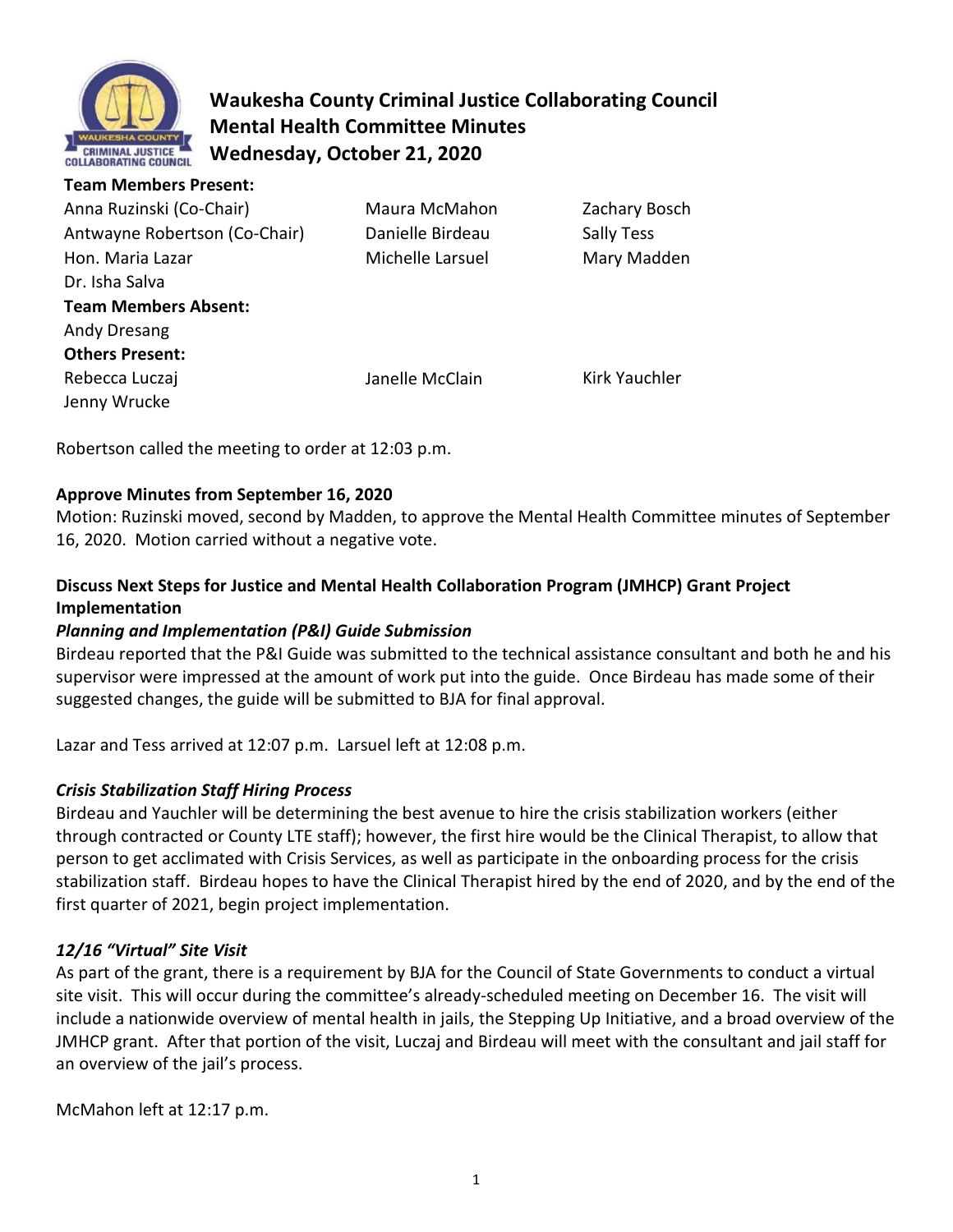# Waukesha County Criminal Justice Collaborating Council
## Mental Health Committee Minutes
## Wednesday, October 21, 2020

**Team Members Present:**

| | | |
|---|---|---|
| Anna Ruzinski (Co-Chair) | Maura McMahon | Zachary Bosch |
| Antwayne Robertson (Co-Chair) | Danielle Birdeau | Sally Tess |
| Hon. Maria Lazar | Michelle Larsuel | Mary Madden |
| Dr. Isha Salva | | |

**Team Members Absent:**

Andy Dresang

**Others Present:**

| | | |
|---|---|---|
| Rebecca Luczaj | Janelle McClain | Kirk Yauchler |
| Jenny Wrucke | | |

Robertson called the meeting to order at 12:03 p.m.

**Approve Minutes from September 16, 2020**

Motion: Ruzinski moved, second by Madden, to approve the Mental Health Committee minutes of September 16, 2020. Motion carried without a negative vote.

**Discuss Next Steps for Justice and Mental Health Collaboration Program (JMHCP) Grant Project Implementation**

***Planning and Implementation (P&I) Guide Submission***

Birdeau reported that the P&I Guide was submitted to the technical assistance consultant and both he and his supervisor were impressed at the amount of work put into the guide. Once Birdeau has made some of their suggested changes, the guide will be submitted to BJA for final approval.

Lazar and Tess arrived at 12:07 p.m. Larsuel left at 12:08 p.m.

***Crisis Stabilization Staff Hiring Process***

Birdeau and Yauchler will be determining the best avenue to hire the crisis stabilization workers (either through contracted or County LTE staff); however, the first hire would be the Clinical Therapist, to allow that person to get acclimated with Crisis Services, as well as participate in the onboarding process for the crisis stabilization staff. Birdeau hopes to have the Clinical Therapist hired by the end of 2020, and by the end of the first quarter of 2021, begin project implementation.

***12/16 "Virtual" Site Visit***

As part of the grant, there is a requirement by BJA for the Council of State Governments to conduct a virtual site visit. This will occur during the committee's already-scheduled meeting on December 16. The visit will include a nationwide overview of mental health in jails, the Stepping Up Initiative, and a broad overview of the JMHCP grant. After that portion of the visit, Luczaj and Birdeau will meet with the consultant and jail staff for an overview of the jail's process.

McMahon left at 12:17 p.m.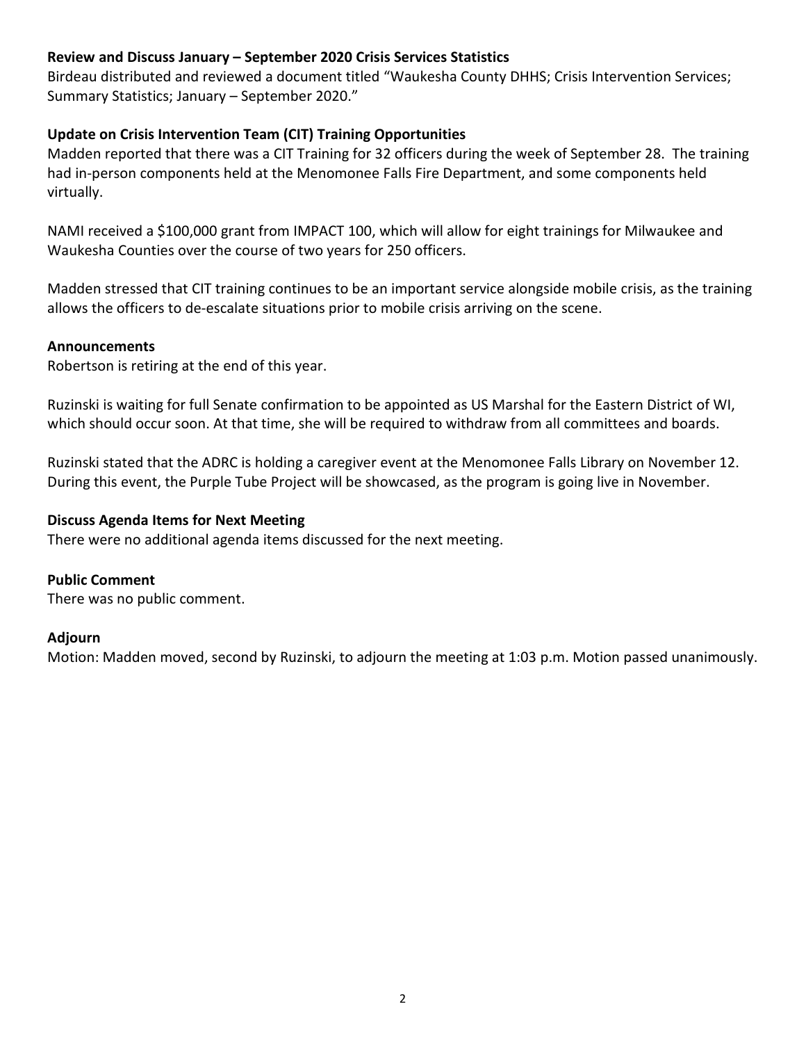**Review and Discuss January – September 2020 Crisis Services Statistics**

Birdeau distributed and reviewed a document titled "Waukesha County DHHS; Crisis Intervention Services; Summary Statistics; January – September 2020."

**Update on Crisis Intervention Team (CIT) Training Opportunities**

Madden reported that there was a CIT Training for 32 officers during the week of September 28. The training had in-person components held at the Menomonee Falls Fire Department, and some components held virtually.

NAMI received a $100,000 grant from IMPACT 100, which will allow for eight trainings for Milwaukee and Waukesha Counties over the course of two years for 250 officers.

Madden stressed that CIT training continues to be an important service alongside mobile crisis, as the training allows the officers to de-escalate situations prior to mobile crisis arriving on the scene.

**Announcements**

Robertson is retiring at the end of this year.

Ruzinski is waiting for full Senate confirmation to be appointed as US Marshal for the Eastern District of WI, which should occur soon. At that time, she will be required to withdraw from all committees and boards.

Ruzinski stated that the ADRC is holding a caregiver event at the Menomonee Falls Library on November 12. During this event, the Purple Tube Project will be showcased, as the program is going live in November.

**Discuss Agenda Items for Next Meeting**

There were no additional agenda items discussed for the next meeting.

**Public Comment**

There was no public comment.

**Adjourn**

Motion: Madden moved, second by Ruzinski, to adjourn the meeting at 1:03 p.m. Motion passed unanimously.